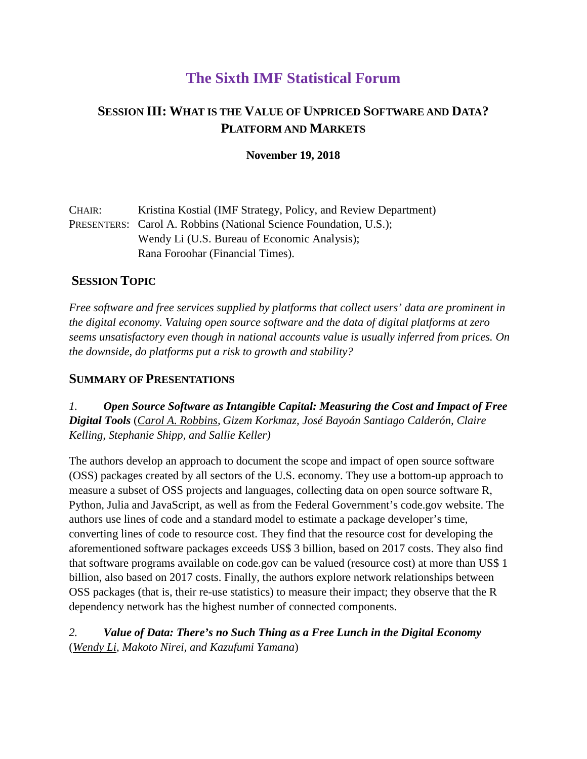# The Sixth IMF Statistical Forum

## SESSION III: WHAT IS THE VALUE OF UNPRICED SOFTWARE AND DATA? PLATFORM AND MARKETS

**November 19, 2018**

CHAIR: Kristina Kostial (IMF Strategy, Policy, and Review Department)
PRESENTERS: Carol A. Robbins (National Science Foundation, U.S.);
Wendy Li (U.S. Bureau of Economic Analysis);
Rana Foroohar (Financial Times).

### SESSION TOPIC

*Free software and free services supplied by platforms that collect users' data are prominent in the digital economy. Valuing open source software and the data of digital platforms at zero seems unsatisfactory even though in national accounts value is usually inferred from prices. On the downside, do platforms put a risk to growth and stability?*

### SUMMARY OF PRESENTATIONS

*1.* ***Open Source Software as Intangible Capital: Measuring the Cost and Impact of Free Digital Tools*** (*Carol A. Robbins, Gizem Korkmaz, José Bayoán Santiago Calderón, Claire Kelling, Stephanie Shipp, and Sallie Keller)*

The authors develop an approach to document the scope and impact of open source software (OSS) packages created by all sectors of the U.S. economy. They use a bottom-up approach to measure a subset of OSS projects and languages, collecting data on open source software R, Python, Julia and JavaScript, as well as from the Federal Government's code.gov website. The authors use lines of code and a standard model to estimate a package developer's time, converting lines of code to resource cost. They find that the resource cost for developing the aforementioned software packages exceeds US$ 3 billion, based on 2017 costs. They also find that software programs available on code.gov can be valued (resource cost) at more than US$ 1 billion, also based on 2017 costs. Finally, the authors explore network relationships between OSS packages (that is, their re-use statistics) to measure their impact; they observe that the R dependency network has the highest number of connected components.

*2.* ***Value of Data: There's no Such Thing as a Free Lunch in the Digital Economy*** (*Wendy Li, Makoto Nirei, and Kazufumi Yamana*)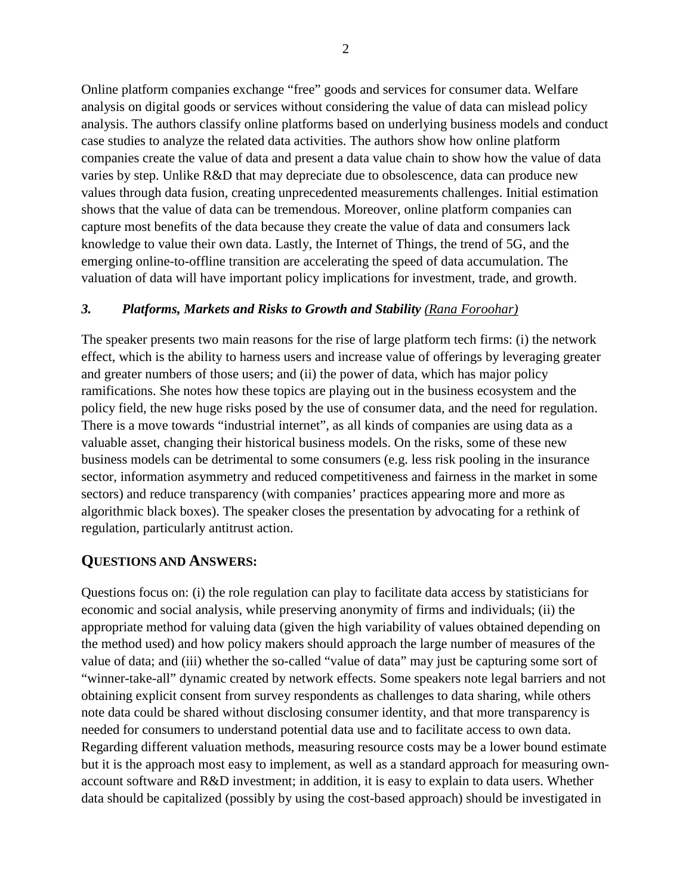Online platform companies exchange "free" goods and services for consumer data. Welfare analysis on digital goods or services without considering the value of data can mislead policy analysis. The authors classify online platforms based on underlying business models and conduct case studies to analyze the related data activities. The authors show how online platform companies create the value of data and present a data value chain to show how the value of data varies by step. Unlike R&D that may depreciate due to obsolescence, data can produce new values through data fusion, creating unprecedented measurements challenges. Initial estimation shows that the value of data can be tremendous. Moreover, online platform companies can capture most benefits of the data because they create the value of data and consumers lack knowledge to value their own data. Lastly, the Internet of Things, the trend of 5G, and the emerging online-to-offline transition are accelerating the speed of data accumulation. The valuation of data will have important policy implications for investment, trade, and growth.

### *3. Platforms, Markets and Risks to Growth and Stability* *(Rana Foroohar)*

The speaker presents two main reasons for the rise of large platform tech firms: (i) the network effect, which is the ability to harness users and increase value of offerings by leveraging greater and greater numbers of those users; and (ii) the power of data, which has major policy ramifications. She notes how these topics are playing out in the business ecosystem and the policy field, the new huge risks posed by the use of consumer data, and the need for regulation. There is a move towards "industrial internet", as all kinds of companies are using data as a valuable asset, changing their historical business models. On the risks, some of these new business models can be detrimental to some consumers (e.g. less risk pooling in the insurance sector, information asymmetry and reduced competitiveness and fairness in the market in some sectors) and reduce transparency (with companies' practices appearing more and more as algorithmic black boxes). The speaker closes the presentation by advocating for a rethink of regulation, particularly antitrust action.

## QUESTIONS AND ANSWERS:

Questions focus on: (i) the role regulation can play to facilitate data access by statisticians for economic and social analysis, while preserving anonymity of firms and individuals; (ii) the appropriate method for valuing data (given the high variability of values obtained depending on the method used) and how policy makers should approach the large number of measures of the value of data; and (iii) whether the so-called "value of data" may just be capturing some sort of "winner-take-all" dynamic created by network effects. Some speakers note legal barriers and not obtaining explicit consent from survey respondents as challenges to data sharing, while others note data could be shared without disclosing consumer identity, and that more transparency is needed for consumers to understand potential data use and to facilitate access to own data. Regarding different valuation methods, measuring resource costs may be a lower bound estimate but it is the approach most easy to implement, as well as a standard approach for measuring own-account software and R&D investment; in addition, it is easy to explain to data users. Whether data should be capitalized (possibly by using the cost-based approach) should be investigated in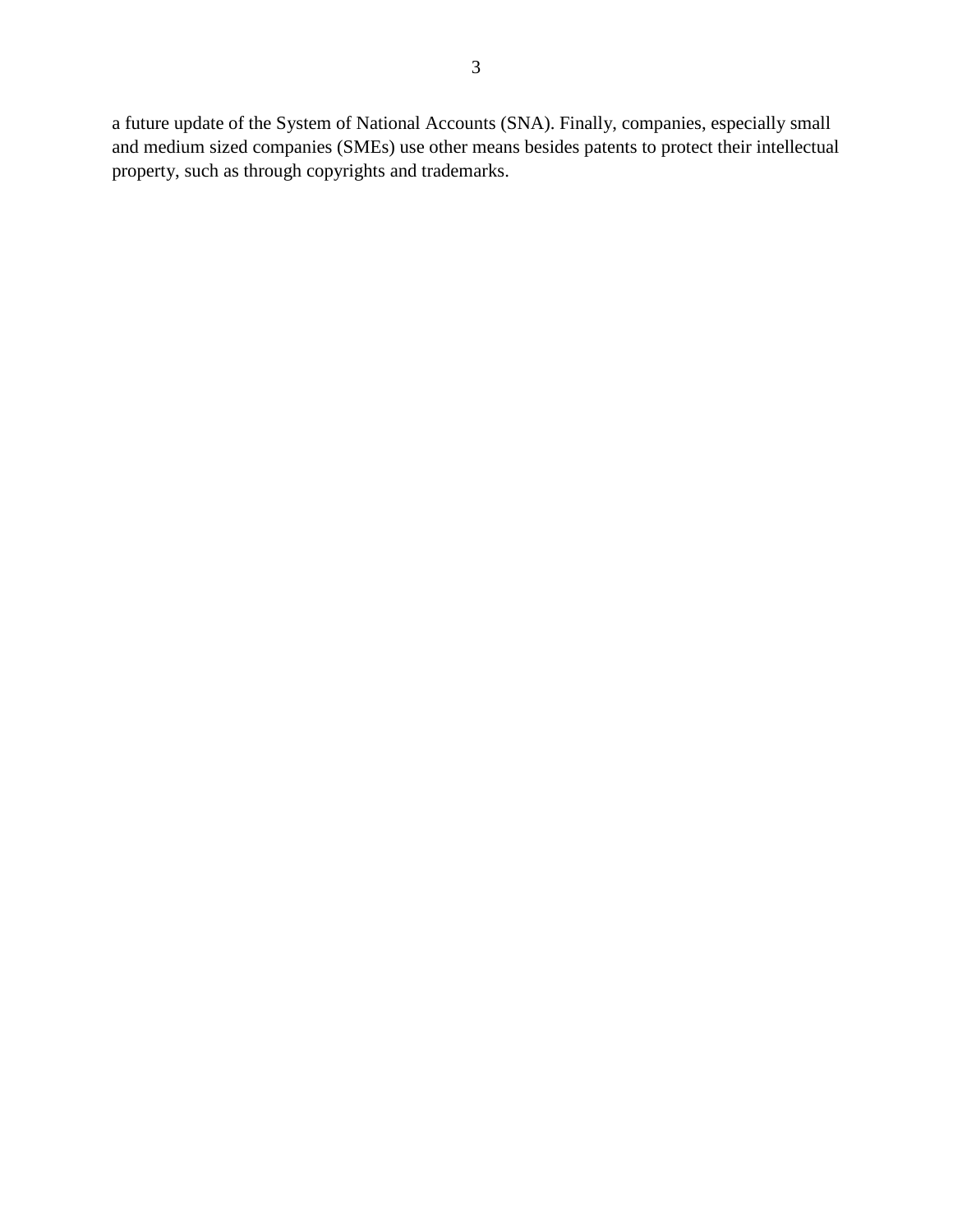a future update of the System of National Accounts (SNA). Finally, companies, especially small and medium sized companies (SMEs) use other means besides patents to protect their intellectual property, such as through copyrights and trademarks.